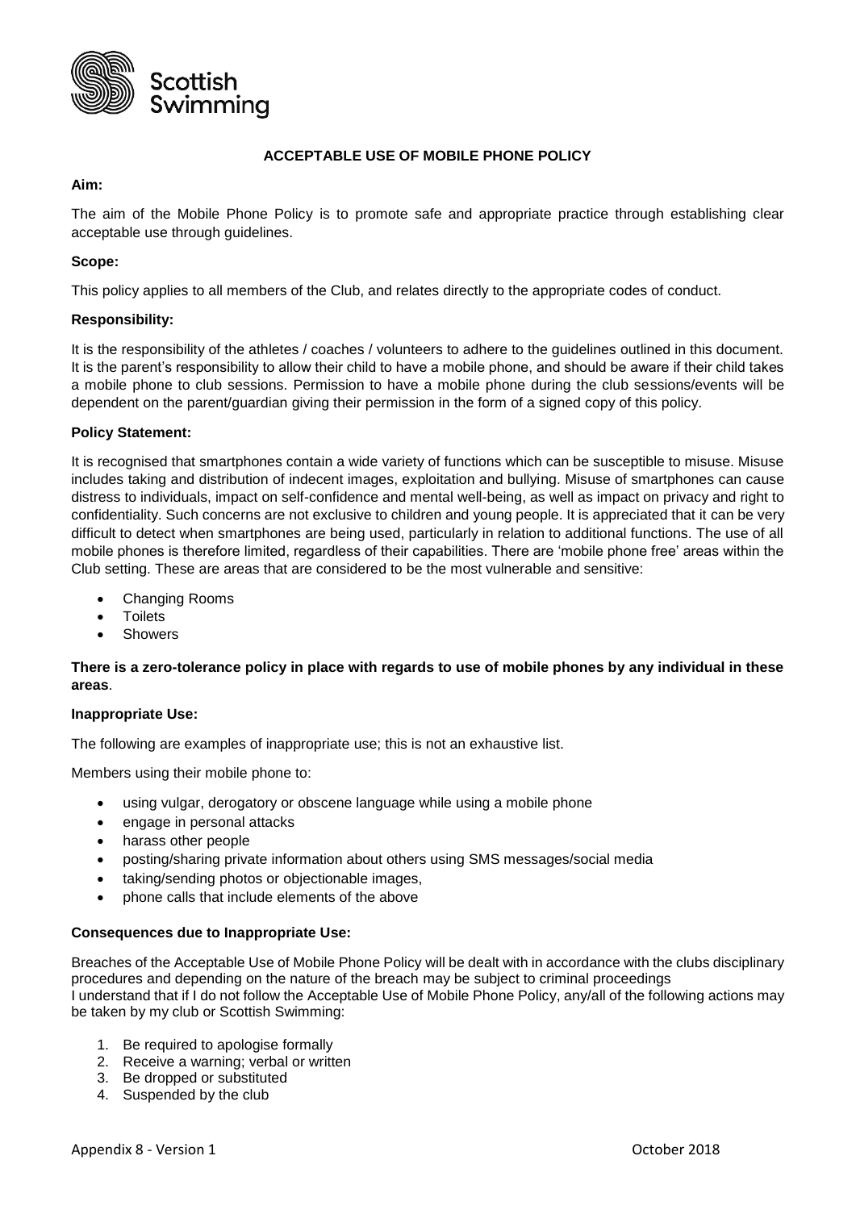Scottish Swimming

# ACCEPTABLE USE OF MOBILE PHONE POLICY

**Aim:**

The aim of the Mobile Phone Policy is to promote safe and appropriate practice through establishing clear acceptable use through guidelines.

**Scope:**

This policy applies to all members of the Club, and relates directly to the appropriate codes of conduct.

**Responsibility:**

It is the responsibility of the athletes / coaches / volunteers to adhere to the guidelines outlined in this document. It is the parent's responsibility to allow their child to have a mobile phone, and should be aware if their child takes a mobile phone to club sessions. Permission to have a mobile phone during the club sessions/events will be dependent on the parent/guardian giving their permission in the form of a signed copy of this policy.

**Policy Statement:**

It is recognised that smartphones contain a wide variety of functions which can be susceptible to misuse. Misuse includes taking and distribution of indecent images, exploitation and bullying. Misuse of smartphones can cause distress to individuals, impact on self-confidence and mental well-being, as well as impact on privacy and right to confidentiality. Such concerns are not exclusive to children and young people. It is appreciated that it can be very difficult to detect when smartphones are being used, particularly in relation to additional functions. The use of all mobile phones is therefore limited, regardless of their capabilities. There are 'mobile phone free' areas within the Club setting. These are areas that are considered to be the most vulnerable and sensitive:

- Changing Rooms
- Toilets
- Showers

**There is a zero-tolerance policy in place with regards to use of mobile phones by any individual in these areas**.

**Inappropriate Use:**

The following are examples of inappropriate use; this is not an exhaustive list.

Members using their mobile phone to:

- using vulgar, derogatory or obscene language while using a mobile phone
- engage in personal attacks
- harass other people
- posting/sharing private information about others using SMS messages/social media
- taking/sending photos or objectionable images,
- phone calls that include elements of the above

**Consequences due to Inappropriate Use:**

Breaches of the Acceptable Use of Mobile Phone Policy will be dealt with in accordance with the clubs disciplinary procedures and depending on the nature of the breach may be subject to criminal proceedings
I understand that if I do not follow the Acceptable Use of Mobile Phone Policy, any/all of the following actions may be taken by my club or Scottish Swimming:

1. Be required to apologise formally
2. Receive a warning; verbal or written
3. Be dropped or substituted
4. Suspended by the club

Appendix 8 - Version 1 October 2018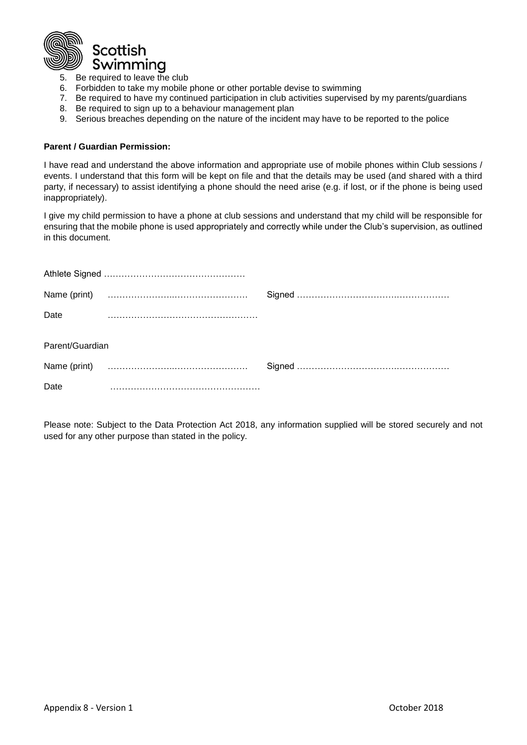5. Be required to leave the club
6. Forbidden to take my mobile phone or other portable devise to swimming
7. Be required to have my continued participation in club activities supervised by my parents/guardians
8. Be required to sign up to a behaviour management plan
9. Serious breaches depending on the nature of the incident may have to be reported to the police

**Parent / Guardian Permission:**

I have read and understand the above information and appropriate use of mobile phones within Club sessions / events. I understand that this form will be kept on file and that the details may be used (and shared with a third party, if necessary) to assist identifying a phone should the need arise (e.g. if lost, or if the phone is being used inappropriately).

I give my child permission to have a phone at club sessions and understand that my child will be responsible for ensuring that the mobile phone is used appropriately and correctly while under the Club's supervision, as outlined in this document.

Athlete Signed ……………………………………….

Name (print) ……………………..…………………… Signed …………………………….………………

Date …………………………………………..

Parent/Guardian

Name (print) ……………………..…………………… Signed …………………………….………………

Date …………………………………………..

Please note: Subject to the Data Protection Act 2018, any information supplied will be stored securely and not used for any other purpose than stated in the policy.